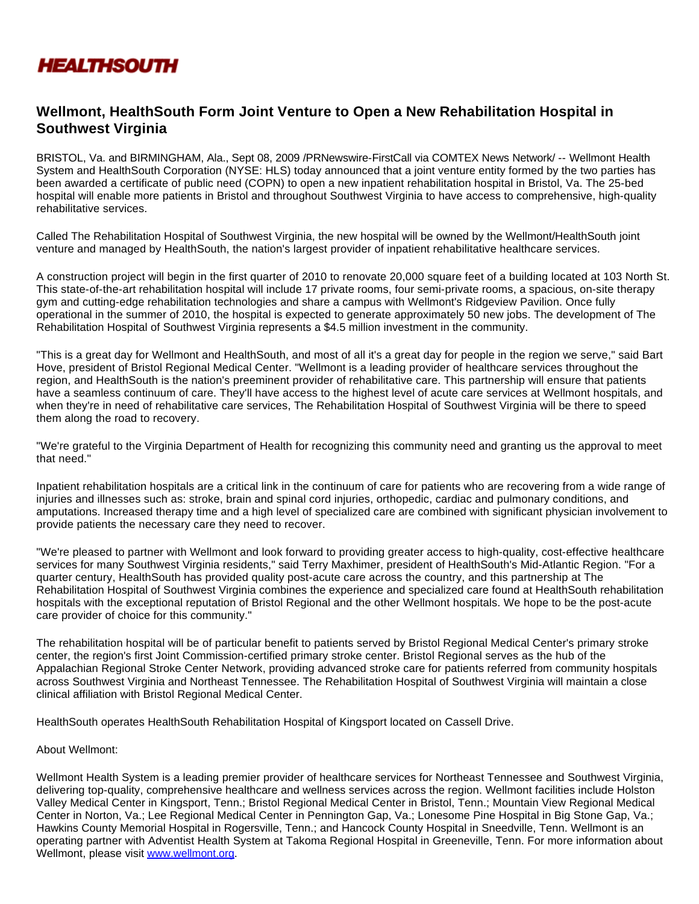**HEALTHSOUTH**

# Wellmont, HealthSouth Form Joint Venture to Open a New Rehabilitation Hospital in Southwest Virginia

BRISTOL, Va. and BIRMINGHAM, Ala., Sept 08, 2009 /PRNewswire-FirstCall via COMTEX News Network/ -- Wellmont Health System and HealthSouth Corporation (NYSE: HLS) today announced that a joint venture entity formed by the two parties has been awarded a certificate of public need (COPN) to open a new inpatient rehabilitation hospital in Bristol, Va. The 25-bed hospital will enable more patients in Bristol and throughout Southwest Virginia to have access to comprehensive, high-quality rehabilitative services.

Called The Rehabilitation Hospital of Southwest Virginia, the new hospital will be owned by the Wellmont/HealthSouth joint venture and managed by HealthSouth, the nation's largest provider of inpatient rehabilitative healthcare services.

A construction project will begin in the first quarter of 2010 to renovate 20,000 square feet of a building located at 103 North St. This state-of-the-art rehabilitation hospital will include 17 private rooms, four semi-private rooms, a spacious, on-site therapy gym and cutting-edge rehabilitation technologies and share a campus with Wellmont's Ridgeview Pavilion. Once fully operational in the summer of 2010, the hospital is expected to generate approximately 50 new jobs. The development of The Rehabilitation Hospital of Southwest Virginia represents a $4.5 million investment in the community.

"This is a great day for Wellmont and HealthSouth, and most of all it's a great day for people in the region we serve," said Bart Hove, president of Bristol Regional Medical Center. "Wellmont is a leading provider of healthcare services throughout the region, and HealthSouth is the nation's preeminent provider of rehabilitative care. This partnership will ensure that patients have a seamless continuum of care. They'll have access to the highest level of acute care services at Wellmont hospitals, and when they're in need of rehabilitative care services, The Rehabilitation Hospital of Southwest Virginia will be there to speed them along the road to recovery.

"We're grateful to the Virginia Department of Health for recognizing this community need and granting us the approval to meet that need."

Inpatient rehabilitation hospitals are a critical link in the continuum of care for patients who are recovering from a wide range of injuries and illnesses such as: stroke, brain and spinal cord injuries, orthopedic, cardiac and pulmonary conditions, and amputations. Increased therapy time and a high level of specialized care are combined with significant physician involvement to provide patients the necessary care they need to recover.

"We're pleased to partner with Wellmont and look forward to providing greater access to high-quality, cost-effective healthcare services for many Southwest Virginia residents," said Terry Maxhimer, president of HealthSouth's Mid-Atlantic Region. "For a quarter century, HealthSouth has provided quality post-acute care across the country, and this partnership at The Rehabilitation Hospital of Southwest Virginia combines the experience and specialized care found at HealthSouth rehabilitation hospitals with the exceptional reputation of Bristol Regional and the other Wellmont hospitals. We hope to be the post-acute care provider of choice for this community."

The rehabilitation hospital will be of particular benefit to patients served by Bristol Regional Medical Center's primary stroke center, the region's first Joint Commission-certified primary stroke center. Bristol Regional serves as the hub of the Appalachian Regional Stroke Center Network, providing advanced stroke care for patients referred from community hospitals across Southwest Virginia and Northeast Tennessee. The Rehabilitation Hospital of Southwest Virginia will maintain a close clinical affiliation with Bristol Regional Medical Center.

HealthSouth operates HealthSouth Rehabilitation Hospital of Kingsport located on Cassell Drive.

About Wellmont:

Wellmont Health System is a leading premier provider of healthcare services for Northeast Tennessee and Southwest Virginia, delivering top-quality, comprehensive healthcare and wellness services across the region. Wellmont facilities include Holston Valley Medical Center in Kingsport, Tenn.; Bristol Regional Medical Center in Bristol, Tenn.; Mountain View Regional Medical Center in Norton, Va.; Lee Regional Medical Center in Pennington Gap, Va.; Lonesome Pine Hospital in Big Stone Gap, Va.; Hawkins County Memorial Hospital in Rogersville, Tenn.; and Hancock County Hospital in Sneedville, Tenn. Wellmont is an operating partner with Adventist Health System at Takoma Regional Hospital in Greeneville, Tenn. For more information about Wellmont, please visit [www.wellmont.org](http://www.wellmont.org).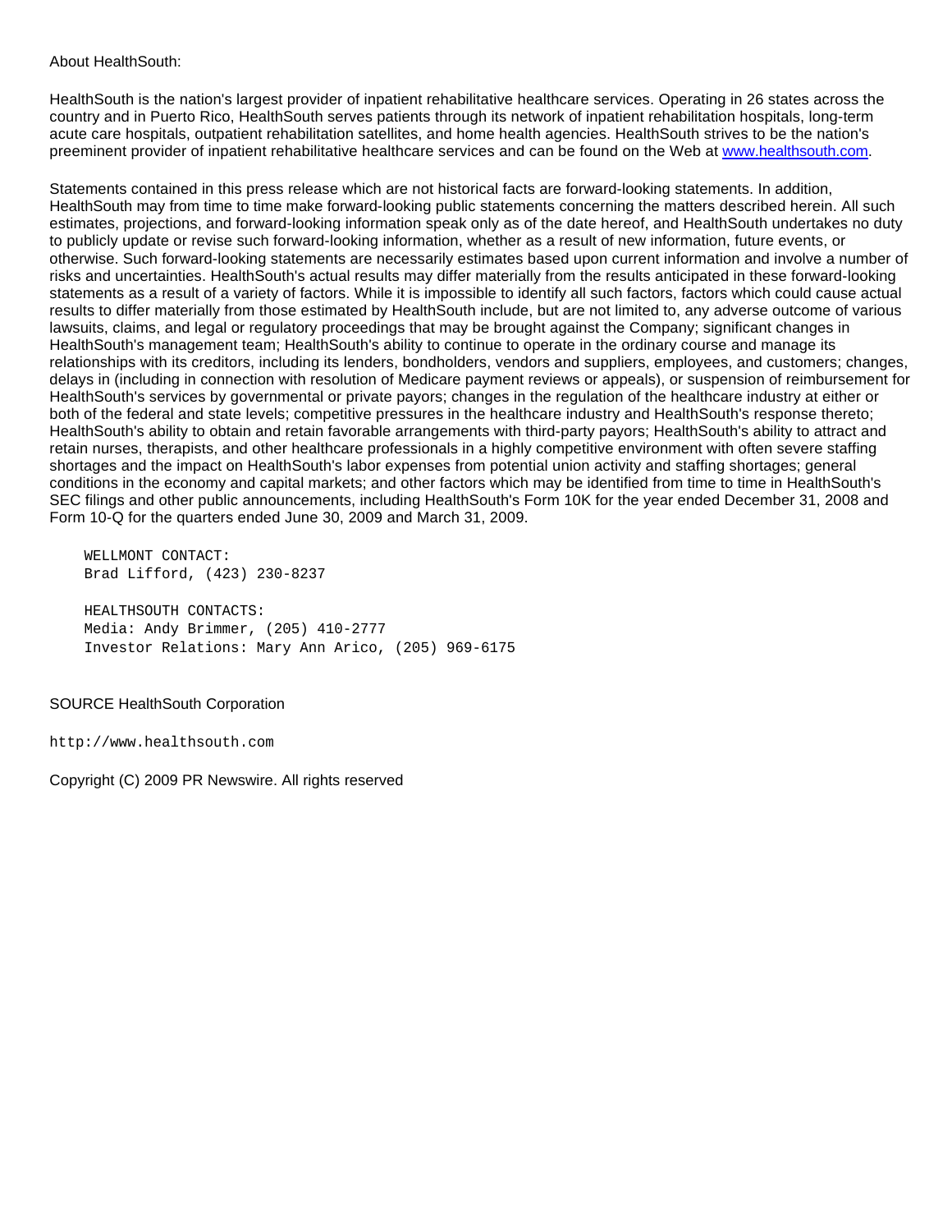About HealthSouth:

HealthSouth is the nation's largest provider of inpatient rehabilitative healthcare services. Operating in 26 states across the country and in Puerto Rico, HealthSouth serves patients through its network of inpatient rehabilitation hospitals, long-term acute care hospitals, outpatient rehabilitation satellites, and home health agencies. HealthSouth strives to be the nation's preeminent provider of inpatient rehabilitative healthcare services and can be found on the Web at [www.healthsouth.com](http://www.healthsouth.com).

Statements contained in this press release which are not historical facts are forward-looking statements. In addition, HealthSouth may from time to time make forward-looking public statements concerning the matters described herein. All such estimates, projections, and forward-looking information speak only as of the date hereof, and HealthSouth undertakes no duty to publicly update or revise such forward-looking information, whether as a result of new information, future events, or otherwise. Such forward-looking statements are necessarily estimates based upon current information and involve a number of risks and uncertainties. HealthSouth's actual results may differ materially from the results anticipated in these forward-looking statements as a result of a variety of factors. While it is impossible to identify all such factors, factors which could cause actual results to differ materially from those estimated by HealthSouth include, but are not limited to, any adverse outcome of various lawsuits, claims, and legal or regulatory proceedings that may be brought against the Company; significant changes in HealthSouth's management team; HealthSouth's ability to continue to operate in the ordinary course and manage its relationships with its creditors, including its lenders, bondholders, vendors and suppliers, employees, and customers; changes, delays in (including in connection with resolution of Medicare payment reviews or appeals), or suspension of reimbursement for HealthSouth's services by governmental or private payors; changes in the regulation of the healthcare industry at either or both of the federal and state levels; competitive pressures in the healthcare industry and HealthSouth's response thereto; HealthSouth's ability to obtain and retain favorable arrangements with third-party payors; HealthSouth's ability to attract and retain nurses, therapists, and other healthcare professionals in a highly competitive environment with often severe staffing shortages and the impact on HealthSouth's labor expenses from potential union activity and staffing shortages; general conditions in the economy and capital markets; and other factors which may be identified from time to time in HealthSouth's SEC filings and other public announcements, including HealthSouth's Form 10K for the year ended December 31, 2008 and Form 10-Q for the quarters ended June 30, 2009 and March 31, 2009.

```
WELLMONT CONTACT:
Brad Lifford, (423) 230-8237

HEALTHSOUTH CONTACTS:
Media: Andy Brimmer, (205) 410-2777
Investor Relations: Mary Ann Arico, (205) 969-6175
```

SOURCE HealthSouth Corporation

http://www.healthsouth.com

Copyright (C) 2009 PR Newswire. All rights reserved